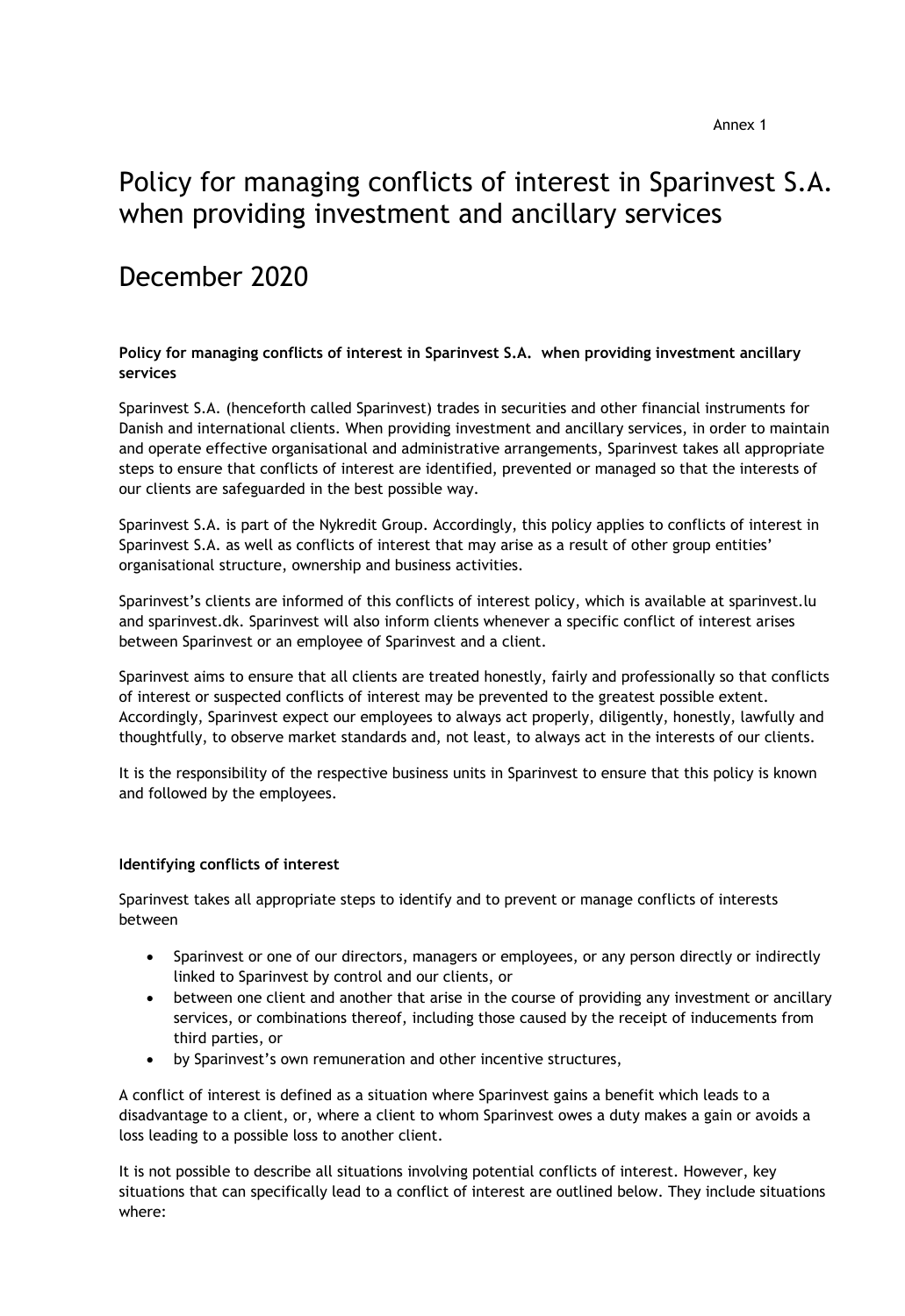Annex 1

# Policy for managing conflicts of interest in Sparinvest S.A. when providing investment and ancillary services

# December 2020

**Policy for managing conflicts of interest in Sparinvest S.A. when providing investment ancillary services**

Sparinvest S.A. (henceforth called Sparinvest) trades in securities and other financial instruments for Danish and international clients. When providing investment and ancillary services, in order to maintain and operate effective organisational and administrative arrangements, Sparinvest takes all appropriate steps to ensure that conflicts of interest are identified, prevented or managed so that the interests of our clients are safeguarded in the best possible way.

Sparinvest S.A. is part of the Nykredit Group. Accordingly, this policy applies to conflicts of interest in Sparinvest S.A. as well as conflicts of interest that may arise as a result of other group entities' organisational structure, ownership and business activities.

Sparinvest's clients are informed of this conflicts of interest policy, which is available at sparinvest.lu and sparinvest.dk. Sparinvest will also inform clients whenever a specific conflict of interest arises between Sparinvest or an employee of Sparinvest and a client.

Sparinvest aims to ensure that all clients are treated honestly, fairly and professionally so that conflicts of interest or suspected conflicts of interest may be prevented to the greatest possible extent. Accordingly, Sparinvest expect our employees to always act properly, diligently, honestly, lawfully and thoughtfully, to observe market standards and, not least, to always act in the interests of our clients.

It is the responsibility of the respective business units in Sparinvest to ensure that this policy is known and followed by the employees.

**Identifying conflicts of interest**

Sparinvest takes all appropriate steps to identify and to prevent or manage conflicts of interests between

- Sparinvest or one of our directors, managers or employees, or any person directly or indirectly linked to Sparinvest by control and our clients, or
- between one client and another that arise in the course of providing any investment or ancillary services, or combinations thereof, including those caused by the receipt of inducements from third parties, or
- by Sparinvest's own remuneration and other incentive structures,

A conflict of interest is defined as a situation where Sparinvest gains a benefit which leads to a disadvantage to a client, or, where a client to whom Sparinvest owes a duty makes a gain or avoids a loss leading to a possible loss to another client.

It is not possible to describe all situations involving potential conflicts of interest. However, key situations that can specifically lead to a conflict of interest are outlined below. They include situations where: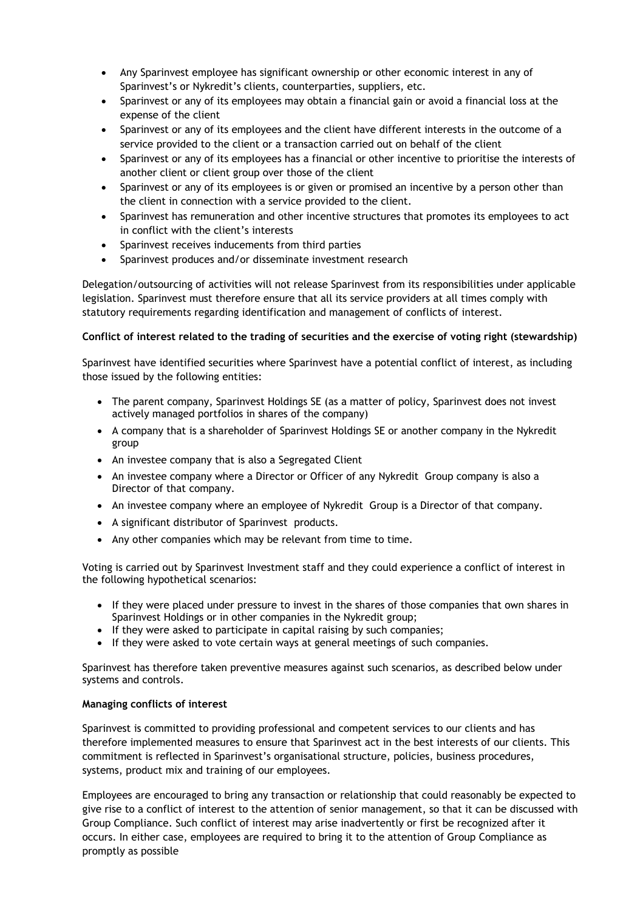- Any Sparinvest employee has significant ownership or other economic interest in any of Sparinvest's or Nykredit's clients, counterparties, suppliers, etc.
- Sparinvest or any of its employees may obtain a financial gain or avoid a financial loss at the expense of the client
- Sparinvest or any of its employees and the client have different interests in the outcome of a service provided to the client or a transaction carried out on behalf of the client
- Sparinvest or any of its employees has a financial or other incentive to prioritise the interests of another client or client group over those of the client
- Sparinvest or any of its employees is or given or promised an incentive by a person other than the client in connection with a service provided to the client.
- Sparinvest has remuneration and other incentive structures that promotes its employees to act in conflict with the client's interests
- Sparinvest receives inducements from third parties
- Sparinvest produces and/or disseminate investment research

Delegation/outsourcing of activities will not release Sparinvest from its responsibilities under applicable legislation. Sparinvest must therefore ensure that all its service providers at all times comply with statutory requirements regarding identification and management of conflicts of interest.

**Conflict of interest related to the trading of securities and the exercise of voting right (stewardship)**

Sparinvest have identified securities where Sparinvest have a potential conflict of interest, as including those issued by the following entities:

- The parent company, Sparinvest Holdings SE (as a matter of policy, Sparinvest does not invest actively managed portfolios in shares of the company)
- A company that is a shareholder of Sparinvest Holdings SE or another company in the Nykredit group
- An investee company that is also a Segregated Client
- An investee company where a Director or Officer of any Nykredit Group company is also a Director of that company.
- An investee company where an employee of Nykredit Group is a Director of that company.
- A significant distributor of Sparinvest products.
- Any other companies which may be relevant from time to time.

Voting is carried out by Sparinvest Investment staff and they could experience a conflict of interest in the following hypothetical scenarios:

- If they were placed under pressure to invest in the shares of those companies that own shares in Sparinvest Holdings or in other companies in the Nykredit group;
- If they were asked to participate in capital raising by such companies;
- If they were asked to vote certain ways at general meetings of such companies.

Sparinvest has therefore taken preventive measures against such scenarios, as described below under systems and controls.

**Managing conflicts of interest**

Sparinvest is committed to providing professional and competent services to our clients and has therefore implemented measures to ensure that Sparinvest act in the best interests of our clients. This commitment is reflected in Sparinvest's organisational structure, policies, business procedures, systems, product mix and training of our employees.

Employees are encouraged to bring any transaction or relationship that could reasonably be expected to give rise to a conflict of interest to the attention of senior management, so that it can be discussed with Group Compliance. Such conflict of interest may arise inadvertently or first be recognized after it occurs. In either case, employees are required to bring it to the attention of Group Compliance as promptly as possible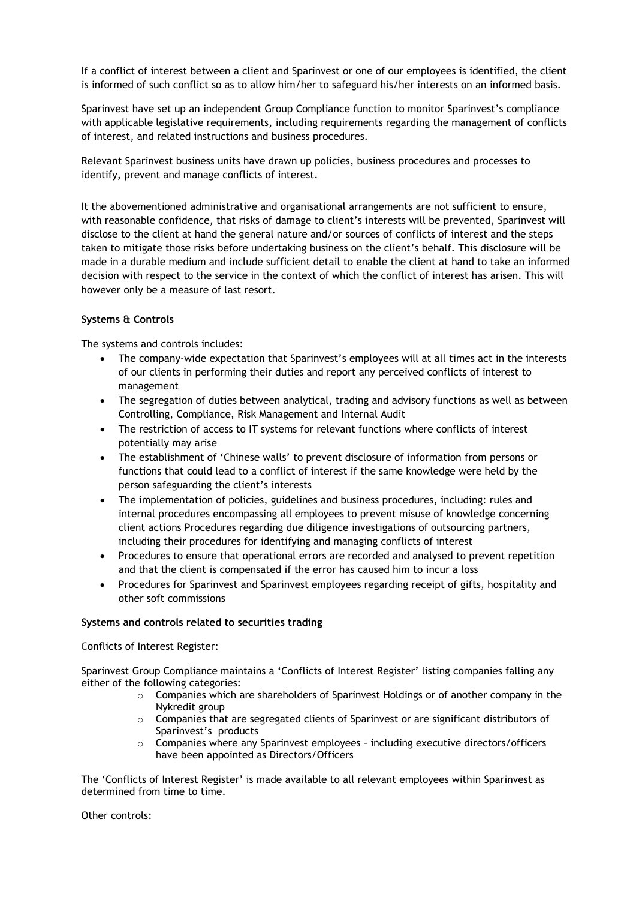If a conflict of interest between a client and Sparinvest or one of our employees is identified, the client is informed of such conflict so as to allow him/her to safeguard his/her interests on an informed basis.

Sparinvest have set up an independent Group Compliance function to monitor Sparinvest's compliance with applicable legislative requirements, including requirements regarding the management of conflicts of interest, and related instructions and business procedures.

Relevant Sparinvest business units have drawn up policies, business procedures and processes to identify, prevent and manage conflicts of interest.

It the abovementioned administrative and organisational arrangements are not sufficient to ensure, with reasonable confidence, that risks of damage to client's interests will be prevented, Sparinvest will disclose to the client at hand the general nature and/or sources of conflicts of interest and the steps taken to mitigate those risks before undertaking business on the client's behalf. This disclosure will be made in a durable medium and include sufficient detail to enable the client at hand to take an informed decision with respect to the service in the context of which the conflict of interest has arisen. This will however only be a measure of last resort.

**Systems & Controls**

The systems and controls includes:

- The company-wide expectation that Sparinvest's employees will at all times act in the interests of our clients in performing their duties and report any perceived conflicts of interest to management
- The segregation of duties between analytical, trading and advisory functions as well as between Controlling, Compliance, Risk Management and Internal Audit
- The restriction of access to IT systems for relevant functions where conflicts of interest potentially may arise
- The establishment of 'Chinese walls' to prevent disclosure of information from persons or functions that could lead to a conflict of interest if the same knowledge were held by the person safeguarding the client's interests
- The implementation of policies, guidelines and business procedures, including: rules and internal procedures encompassing all employees to prevent misuse of knowledge concerning client actions Procedures regarding due diligence investigations of outsourcing partners, including their procedures for identifying and managing conflicts of interest
- Procedures to ensure that operational errors are recorded and analysed to prevent repetition and that the client is compensated if the error has caused him to incur a loss
- Procedures for Sparinvest and Sparinvest employees regarding receipt of gifts, hospitality and other soft commissions

**Systems and controls related to securities trading**

Conflicts of Interest Register:

Sparinvest Group Compliance maintains a 'Conflicts of Interest Register' listing companies falling any either of the following categories:

- Companies which are shareholders of Sparinvest Holdings or of another company in the Nykredit group
- Companies that are segregated clients of Sparinvest or are significant distributors of Sparinvest's products
- Companies where any Sparinvest employees – including executive directors/officers have been appointed as Directors/Officers

The 'Conflicts of Interest Register' is made available to all relevant employees within Sparinvest as determined from time to time.

Other controls: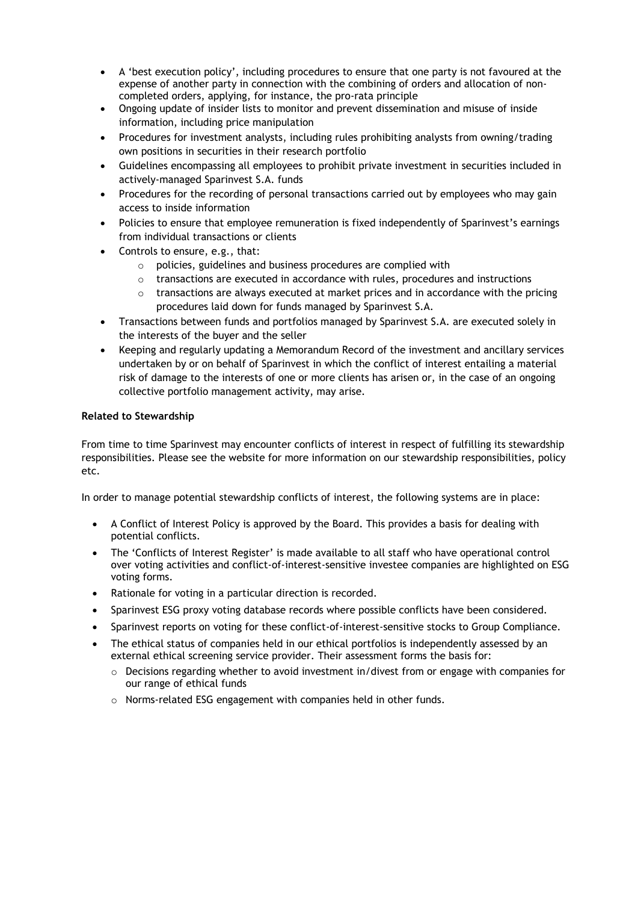- A 'best execution policy', including procedures to ensure that one party is not favoured at the expense of another party in connection with the combining of orders and allocation of non-completed orders, applying, for instance, the pro-rata principle
- Ongoing update of insider lists to monitor and prevent dissemination and misuse of inside information, including price manipulation
- Procedures for investment analysts, including rules prohibiting analysts from owning/trading own positions in securities in their research portfolio
- Guidelines encompassing all employees to prohibit private investment in securities included in actively-managed Sparinvest S.A. funds
- Procedures for the recording of personal transactions carried out by employees who may gain access to inside information
- Policies to ensure that employee remuneration is fixed independently of Sparinvest's earnings from individual transactions or clients
- Controls to ensure, e.g., that:
  - policies, guidelines and business procedures are complied with
  - transactions are executed in accordance with rules, procedures and instructions
  - transactions are always executed at market prices and in accordance with the pricing procedures laid down for funds managed by Sparinvest S.A.
- Transactions between funds and portfolios managed by Sparinvest S.A. are executed solely in the interests of the buyer and the seller
- Keeping and regularly updating a Memorandum Record of the investment and ancillary services undertaken by or on behalf of Sparinvest in which the conflict of interest entailing a material risk of damage to the interests of one or more clients has arisen or, in the case of an ongoing collective portfolio management activity, may arise.

**Related to Stewardship**

From time to time Sparinvest may encounter conflicts of interest in respect of fulfilling its stewardship responsibilities. Please see the website for more information on our stewardship responsibilities, policy etc.

In order to manage potential stewardship conflicts of interest, the following systems are in place:

- A Conflict of Interest Policy is approved by the Board. This provides a basis for dealing with potential conflicts.
- The 'Conflicts of Interest Register' is made available to all staff who have operational control over voting activities and conflict-of-interest-sensitive investee companies are highlighted on ESG voting forms.
- Rationale for voting in a particular direction is recorded.
- Sparinvest ESG proxy voting database records where possible conflicts have been considered.
- Sparinvest reports on voting for these conflict-of-interest-sensitive stocks to Group Compliance.
- The ethical status of companies held in our ethical portfolios is independently assessed by an external ethical screening service provider. Their assessment forms the basis for:
  - Decisions regarding whether to avoid investment in/divest from or engage with companies for our range of ethical funds
  - Norms-related ESG engagement with companies held in other funds.